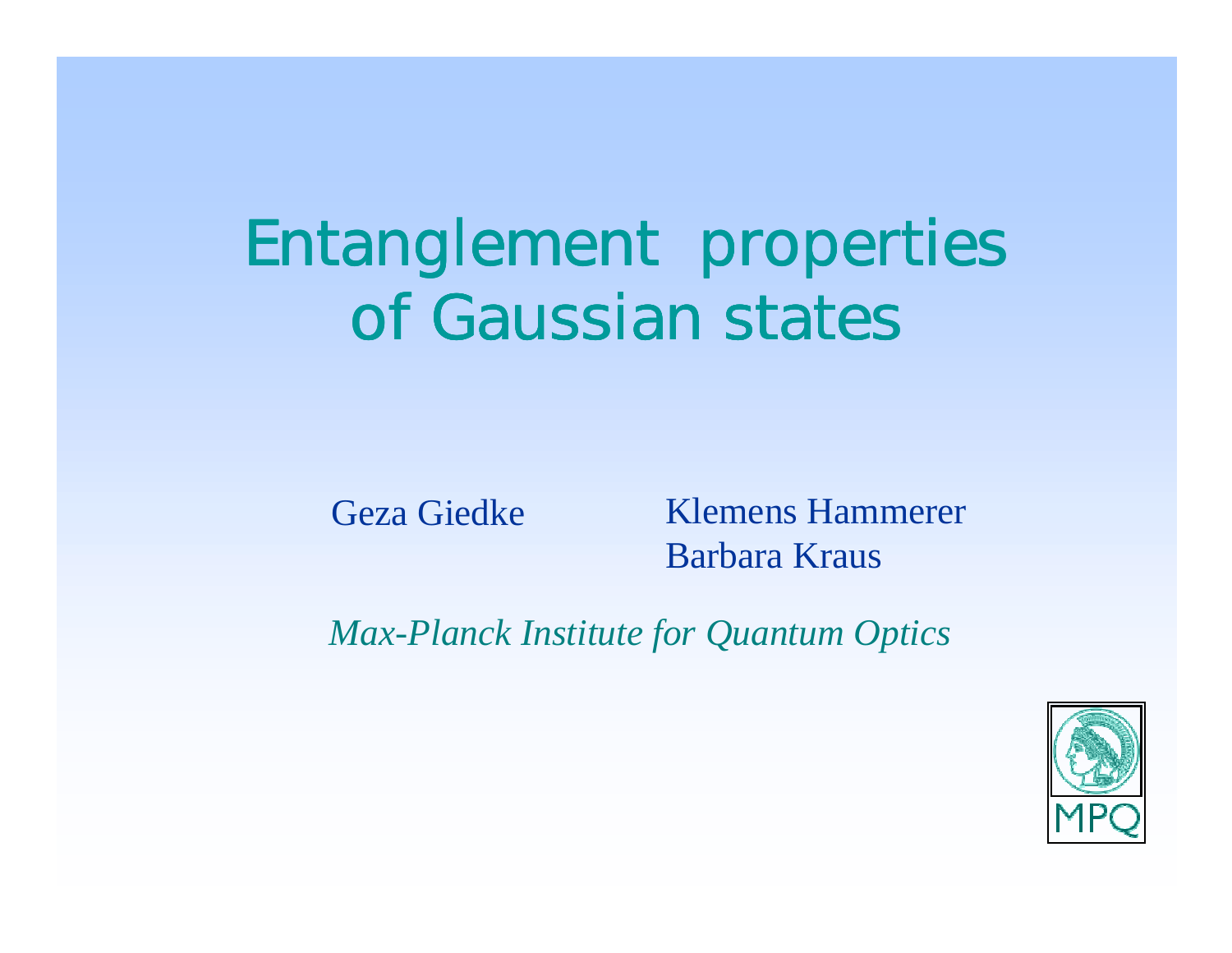# Entanglement properties of Gaussian states

Geza Giedke

Klemens Hammerer

Barbara Kraus

*Max-Planck Institute for Quantum Optics*

MPQ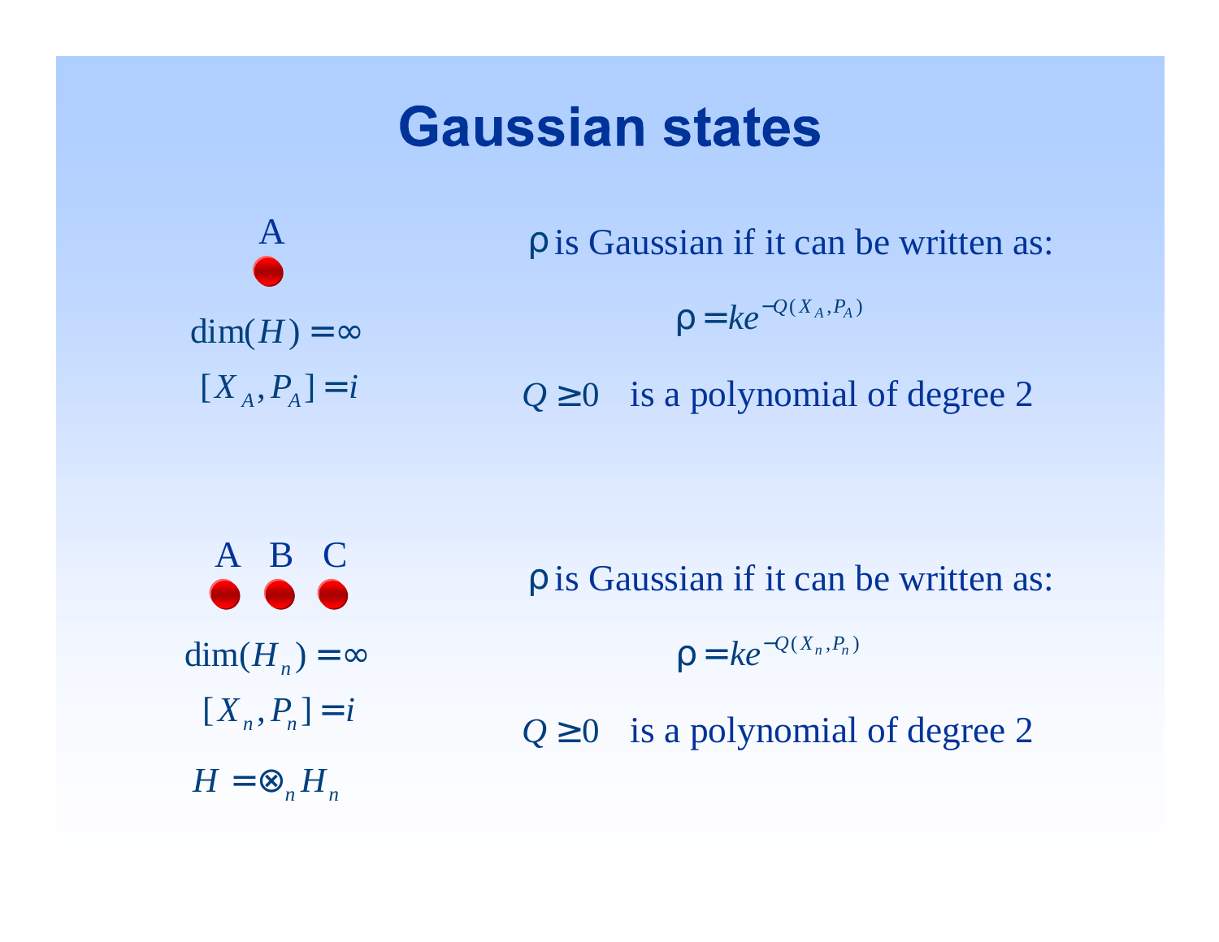# Gaussian states

A

$\dim(H) = \infty$

$[X_A, P_A] = i$

$\rho$ is Gaussian if it can be written as:

$$\rho = k e^{-Q(X_A, P_A)}$$

$Q \geq 0$ is a polynomial of degree 2

A B C

$\dim(H_n) = \infty$

$[X_n, P_n] = i$

$H = \otimes_n H_n$

$\rho$ is Gaussian if it can be written as:

$$\rho = k e^{-Q(X_n, P_n)}$$

$Q \geq 0$ is a polynomial of degree 2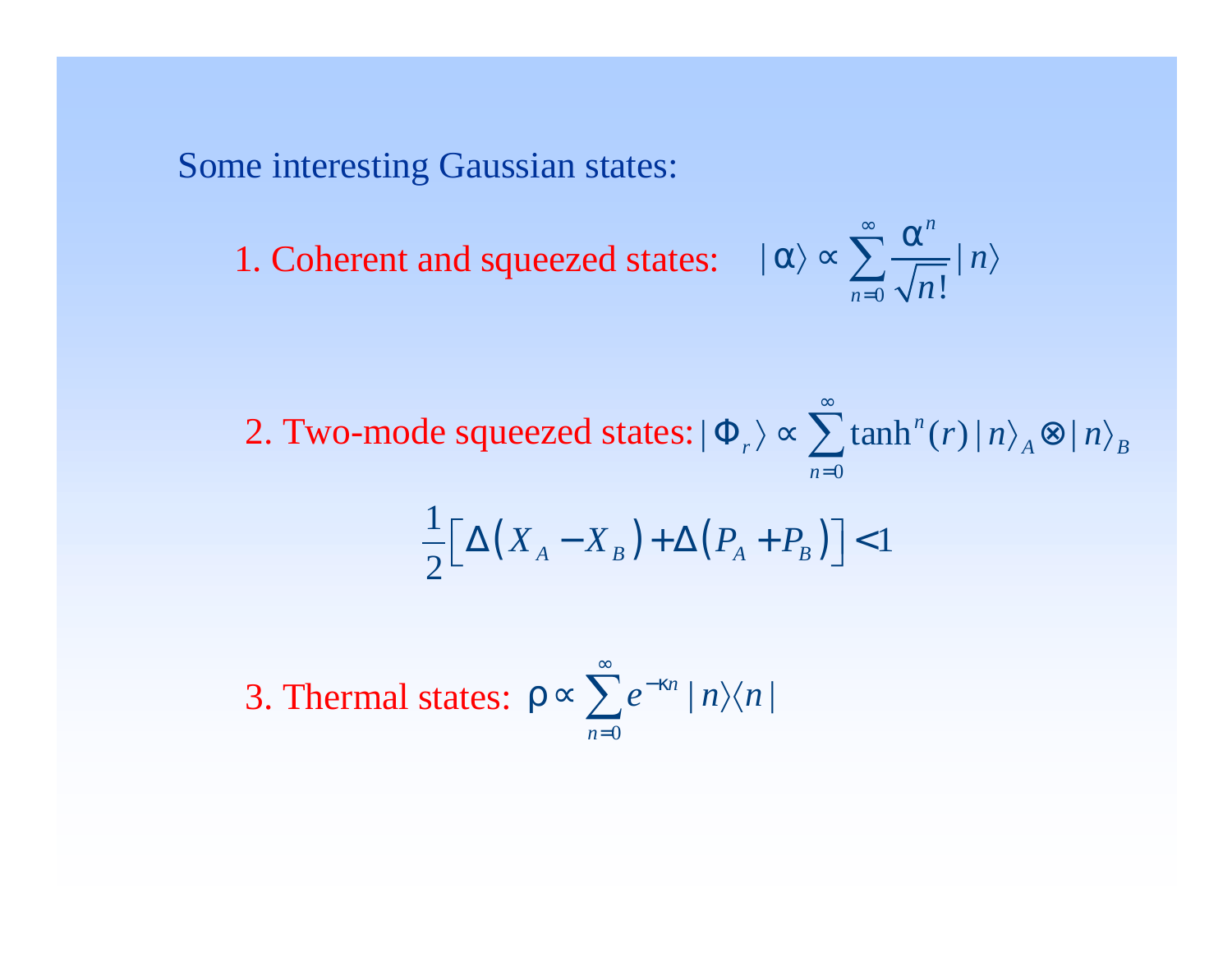Some interesting Gaussian states:

1. Coherent and squeezed states: $|\alpha\rangle \propto \sum_{n=0}^{\infty} \frac{\alpha^n}{\sqrt{n!}} |n\rangle$

2. Two-mode squeezed states: $|\Phi_r\rangle \propto \sum_{n=0}^{\infty} \tanh^n(r) |n\rangle_A \otimes |n\rangle_B$

$$\frac{1}{2}\left[\Delta\left(X_A - X_B\right) + \Delta\left(P_A + P_B\right)\right] < 1$$

3. Thermal states: $\rho \propto \sum_{n=0}^{\infty} e^{-\kappa n} |n\rangle\langle n|$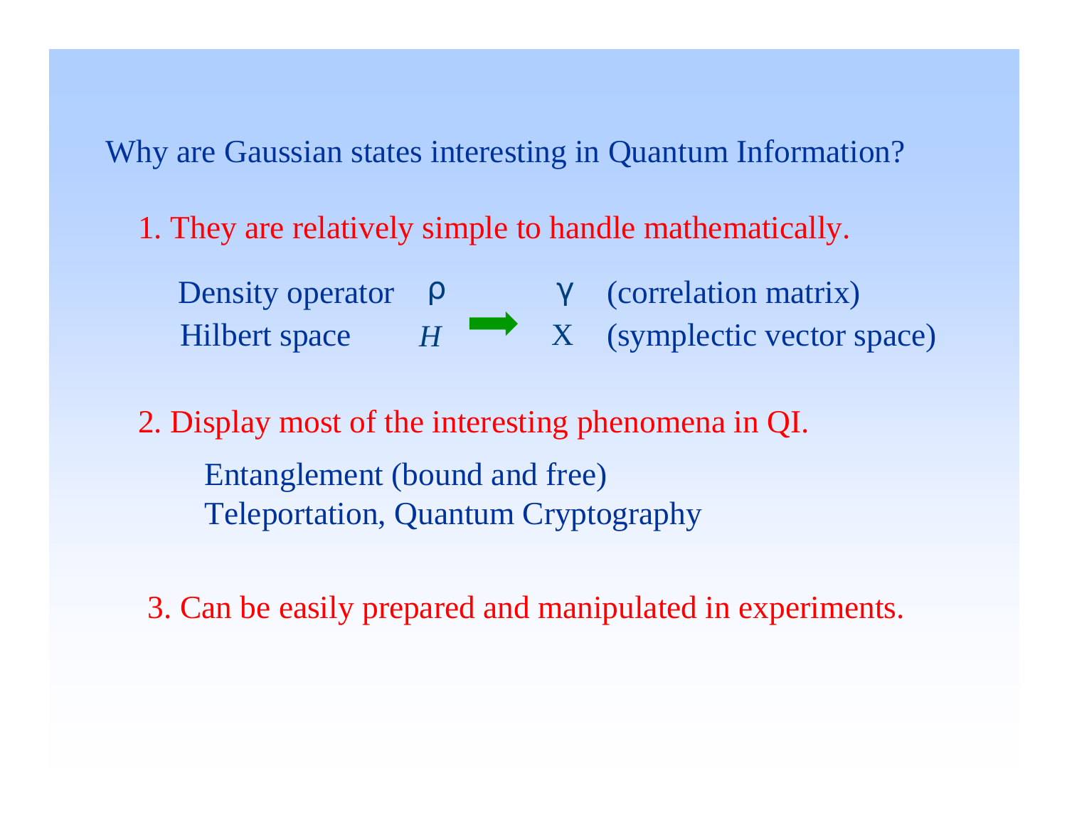## Why are Gaussian states interesting in Quantum Information?

1. They are relatively simple to handle mathematically.

| | | | | |
|---|---|---|---|---|
| Density operator | $\rho$ | $\Rightarrow$ | $\gamma$ | (correlation matrix) |
| Hilbert space | $H$ | | X | (symplectic vector space) |

2. Display most of the interesting phenomena in QI.

   Entanglement (bound and free)
   Teleportation, Quantum Cryptography

3. Can be easily prepared and manipulated in experiments.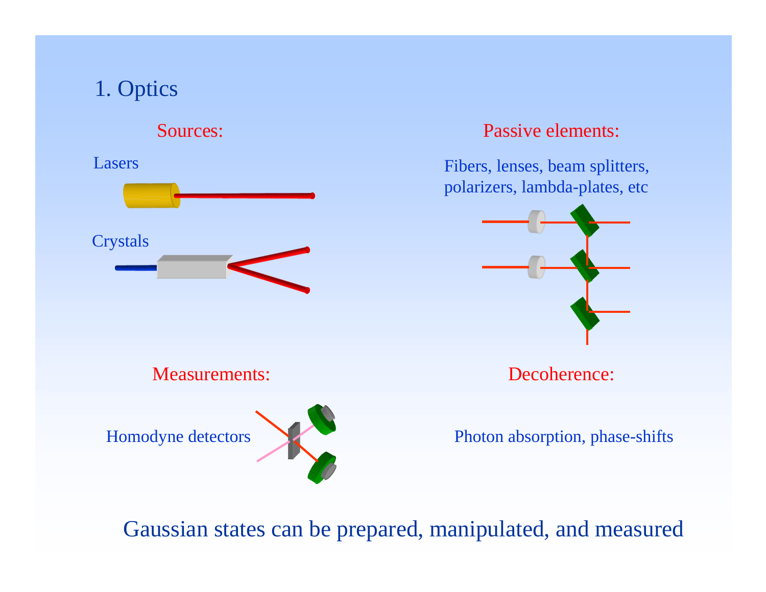# 1. Optics

**Sources:**

Lasers

Crystals

**Passive elements:**

Fibers, lenses, beam splitters, polarizers, lambda-plates, etc

**Measurements:**

Homodyne detectors

**Decoherence:**

Photon absorption, phase-shifts

Gaussian states can be prepared, manipulated, and measured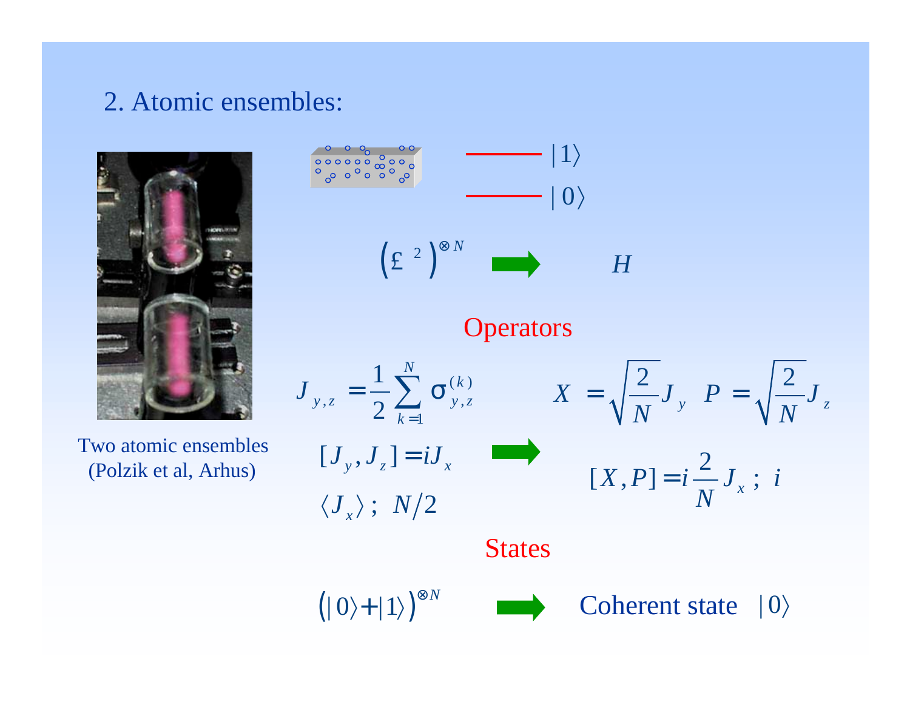## 2. Atomic ensembles:

$|1\rangle$

$|0\rangle$

$$\left(\mathbb{C}^2\right)^{\otimes N} \rightarrow H$$

Two atomic ensembles
(Polzik et al, Arhus)

### Operators

$$J_{y,z} = \frac{1}{2}\sum_{k=1}^{N} \sigma_{y,z}^{(k)} \qquad X = \sqrt{\frac{2}{N}} J_y \quad P = \sqrt{\frac{2}{N}} J_z$$

$$[J_y, J_z] = iJ_x \rightarrow [X,P] = i\frac{2}{N}J_x \simeq i$$

$$\langle J_x \rangle \simeq N/2$$

### States

$$\left(|0\rangle + |1\rangle\right)^{\otimes N} \rightarrow \text{Coherent state } |0\rangle$$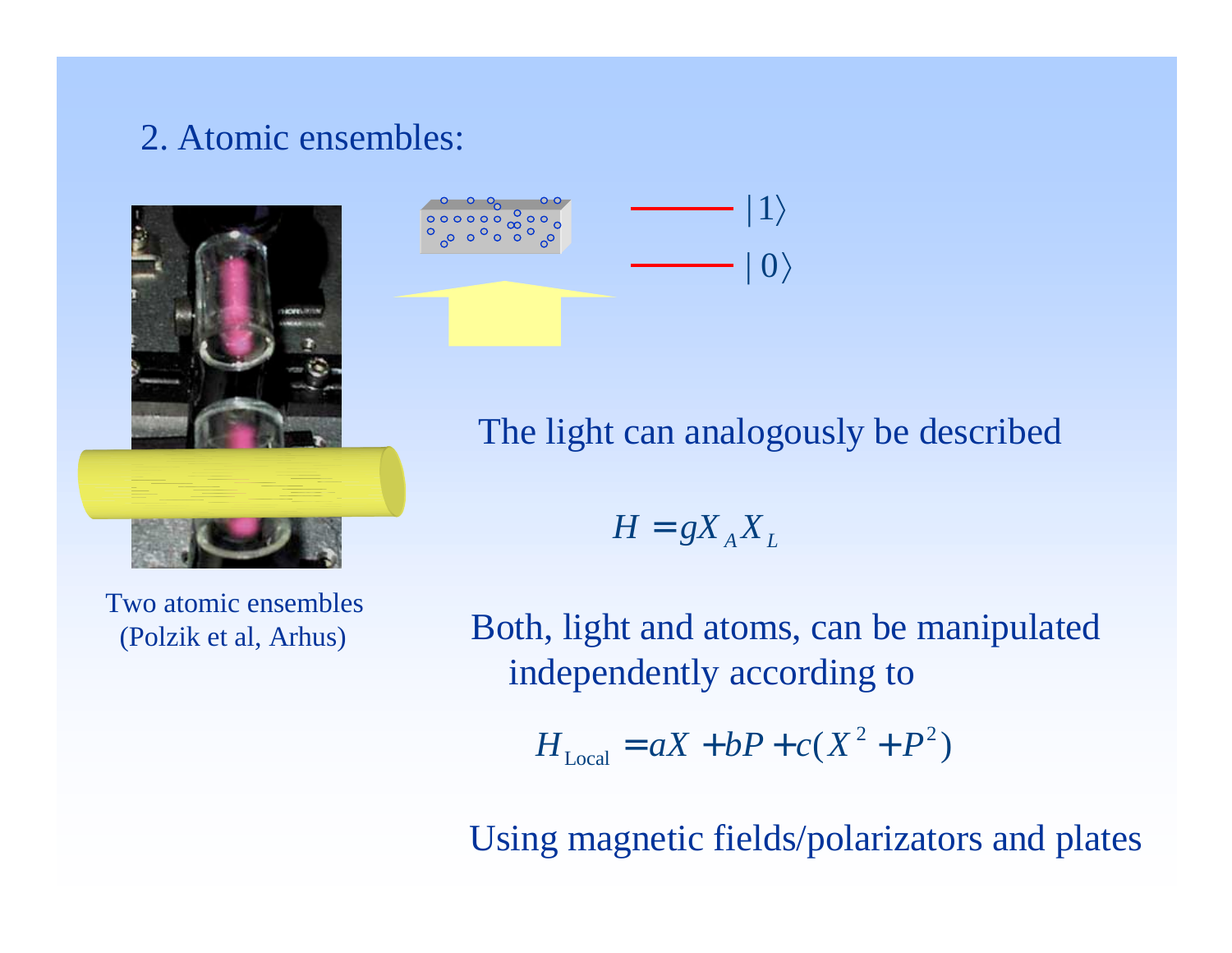## 2. Atomic ensembles:

$|1\rangle$

$|0\rangle$

Two atomic ensembles (Polzik et al, Arhus)

The light can analogously be described

$$H = gX_A X_L$$

Both, light and atoms, can be manipulated independently according to

$$H_{\text{Local}} = aX + bP + c(X^2 + P^2)$$

Using magnetic fields/polarizators and plates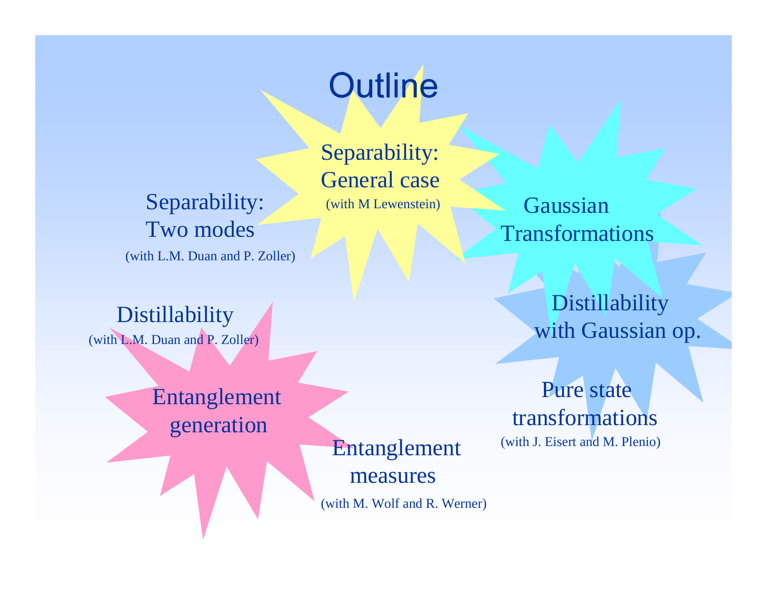# Outline

Separability: General case
(with M Lewenstein)

Separability: Two modes
(with L.M. Duan and P. Zoller)

Gaussian Transformations

Distillability
(with L.M. Duan and P. Zoller)

Distillability with Gaussian op.

Entanglement generation

Pure state transformations
(with J. Eisert and M. Plenio)

Entanglement measures
(with M. Wolf and R. Werner)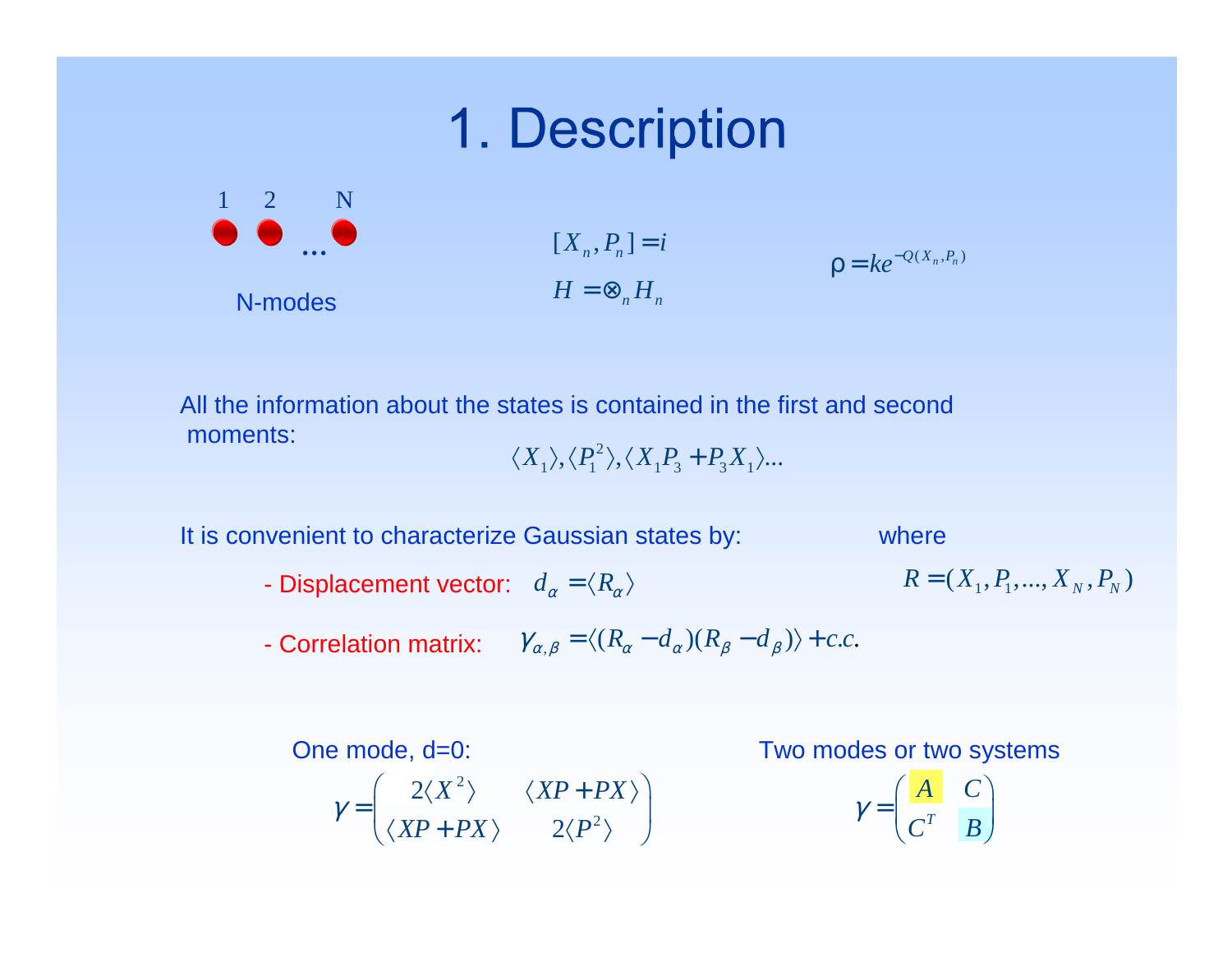# 1. Description

1 2 ... N

N-modes

$$[X_n, P_n] = i$$

$$H = \otimes_n H_n$$

$$\rho = k e^{-Q(X_n, P_n)}$$

All the information about the states is contained in the first and second moments:

$$\langle X_1 \rangle, \langle P_1^2 \rangle, \langle X_1 P_3 + P_3 X_1 \rangle ...$$

It is convenient to characterize Gaussian states by:

- Displacement vector: $d_\alpha = \langle R_\alpha \rangle$
- Correlation matrix: $\gamma_{\alpha,\beta} = \langle (R_\alpha - d_\alpha)(R_\beta - d_\beta) \rangle + c.c.$

where

$$R = (X_1, P_1, ..., X_N, P_N)$$

One mode, d=0:

$$\gamma = \begin{pmatrix} 2\langle X^2 \rangle & \langle XP + PX \rangle \\ \langle XP + PX \rangle & 2\langle P^2 \rangle \end{pmatrix}$$

Two modes or two systems

$$\gamma = \begin{pmatrix} A & C \\ C^T & B \end{pmatrix}$$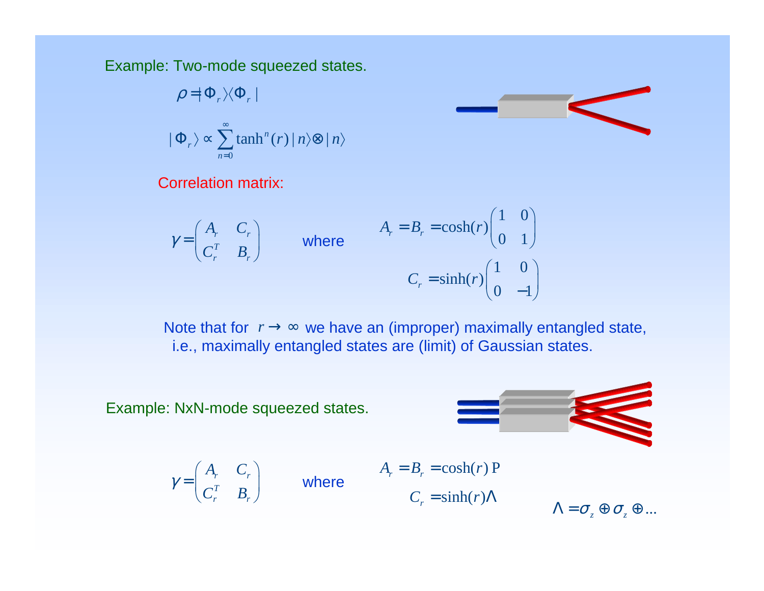Example: Two-mode squeezed states.

$$\rho = |\Phi_r\rangle\langle\Phi_r|$$

$$|\Phi_r\rangle \propto \sum_{n=0}^{\infty} \tanh^n(r)\,|n\rangle \otimes |n\rangle$$

Correlation matrix:

$$\gamma = \begin{pmatrix} A_r & C_r \\ C_r^T & B_r \end{pmatrix} \quad \text{where} \quad A_r = B_r = \cosh(r)\begin{pmatrix} 1 & 0 \\ 0 & 1 \end{pmatrix}$$

$$C_r = \sinh(r)\begin{pmatrix} 1 & 0 \\ 0 & -1 \end{pmatrix}$$

Note that for $r \to \infty$ we have an (improper) maximally entangled state, i.e., maximally entangled states are (limit) of Gaussian states.

Example: NxN-mode squeezed states.

$$\gamma = \begin{pmatrix} A_r & C_r \\ C_r^T & B_r \end{pmatrix} \quad \text{where} \quad A_r = B_r = \cosh(r)\,\mathrm{P}$$

$$C_r = \sinh(r)\Lambda$$

$$\Lambda = \sigma_z \oplus \sigma_z \oplus \ldots$$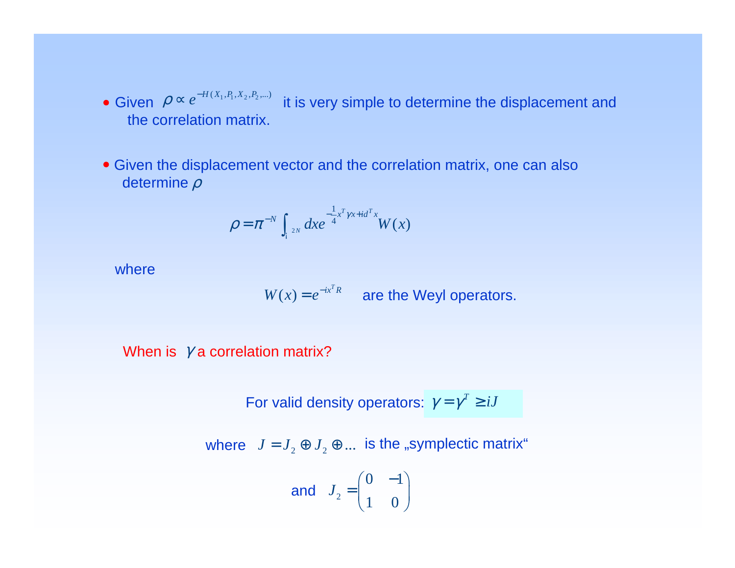- Given $\rho \propto e^{-H(X_1,P_1,X_2,P_2,\ldots)}$ it is very simple to determine the displacement and the correlation matrix.

- Given the displacement vector and the correlation matrix, one can also determine $\rho$

$$\rho = \pi^{-N} \int_{\mathbb{R}^{2N}} dx e^{-\frac{1}{4}x^T \gamma x + i d^T x} W(x)$$

where

$$W(x) = e^{-i x^T R}$$ are the Weyl operators.

When is $\gamma$ a correlation matrix?

For valid density operators: $\gamma = \gamma^T \geq iJ$

where $J = J_2 \oplus J_2 \oplus \ldots$ is the „symplectic matrix“

and $J_2 = \begin{pmatrix} 0 & -1 \\ 1 & 0 \end{pmatrix}$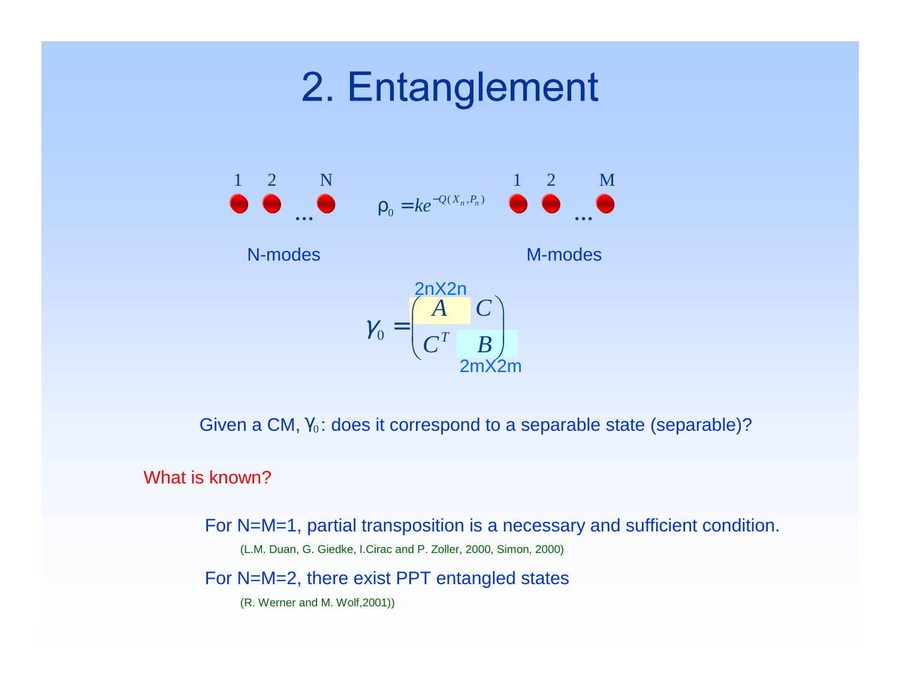# 2. Entanglement

1 2 … N $\quad \rho_0 = k e^{-Q(X_n, P_n)} \quad$ 1 2 … M

N-modes M-modes

$$\gamma_0 = \begin{pmatrix} A & C \\ C^T & B \end{pmatrix}$$

2nX2n (A), 2mX2m (B)

Given a CM, $\gamma_0$: does it correspond to a separable state (separable)?

What is known?

For N=M=1, partial transposition is a necessary and sufficient condition.

(L.M. Duan, G. Giedke, I.Cirac and P. Zoller, 2000, Simon, 2000)

For N=M=2, there exist PPT entangled states

(R. Werner and M. Wolf,2001))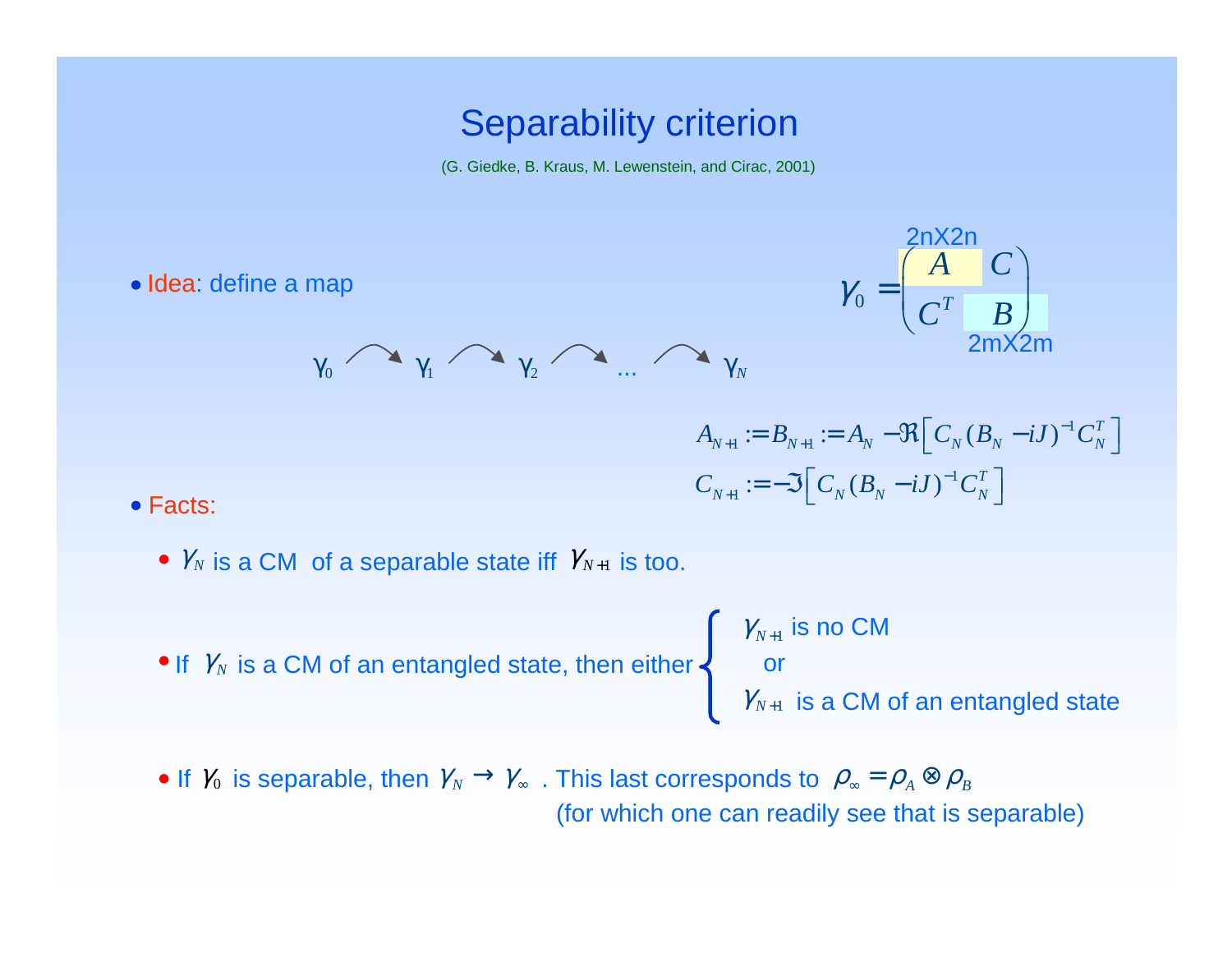# Separability criterion

(G. Giedke, B. Kraus, M. Lewenstein, and Cirac, 2001)

- Idea: define a map

$$\gamma_0 \to \gamma_1 \to \gamma_2 \to \ldots \to \gamma_N$$

$$\gamma_0 = \begin{pmatrix} A & C \\ C^T & B \end{pmatrix}$$

($A$: 2nX2n, $B$: 2mX2m)

$$A_{N+1} := B_{N+1} := A_N - \Re\left[ C_N (B_N - iJ)^{-1} C_N^T \right]$$

$$C_{N+1} := -\Im\left[ C_N (B_N - iJ)^{-1} C_N^T \right]$$

- Facts:
  - $\gamma_N$ is a CM of a separable state iff $\gamma_{N+1}$ is too.
  - If $\gamma_N$ is a CM of an entangled state, then either
    - $\gamma_{N+1}$ is no CM
    - or
    - $\gamma_{N+1}$ is a CM of an entangled state
  - If $\gamma_0$ is separable, then $\gamma_N \to \gamma_\infty$ . This last corresponds to $\rho_\infty = \rho_A \otimes \rho_B$ (for which one can readily see that is separable)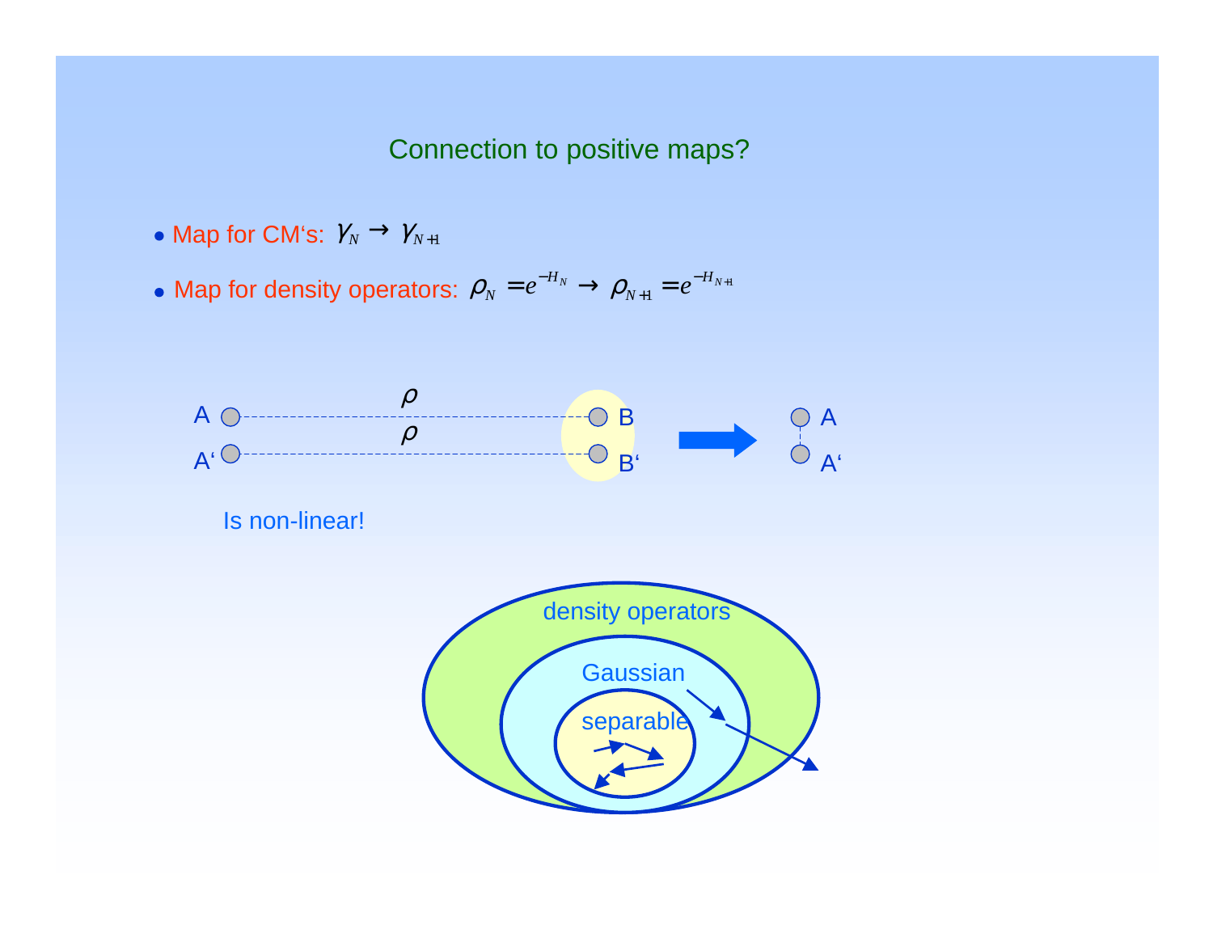## Connection to positive maps?

- Map for CM's: $\gamma_N \rightarrow \gamma_{N+1}$
- Map for density operators: $\rho_N = e^{-H_N} \rightarrow \rho_{N+1} = e^{-H_{N+1}}$

A, A' — $\rho$, $\rho$ — B, B' ⇒ A, A'

Is non-linear!

density operators

Gaussian

separable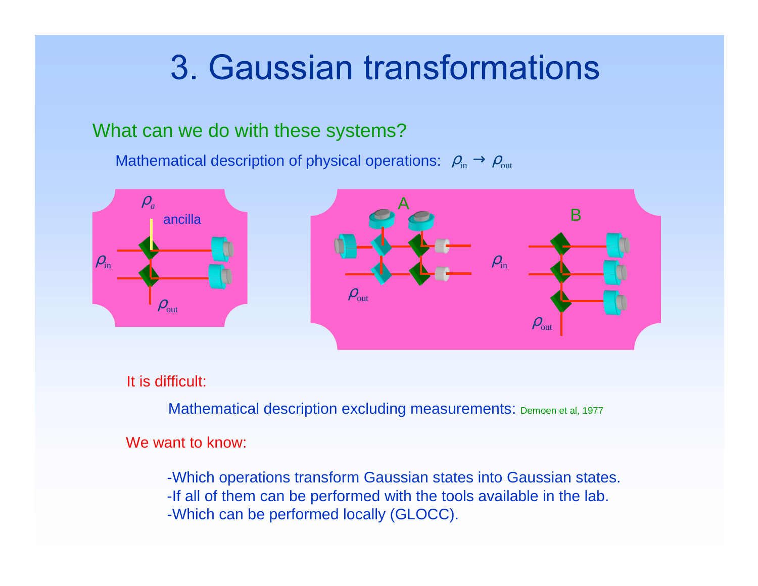# 3. Gaussian transformations

What can we do with these systems?

Mathematical description of physical operations: $\rho_{\text{in}} \rightarrow \rho_{\text{out}}$

It is difficult:

Mathematical description excluding measurements: Demoen et al, 1977

We want to know:

- Which operations transform Gaussian states into Gaussian states.
- If all of them can be performed with the tools available in the lab.
- Which can be performed locally (GLOCC).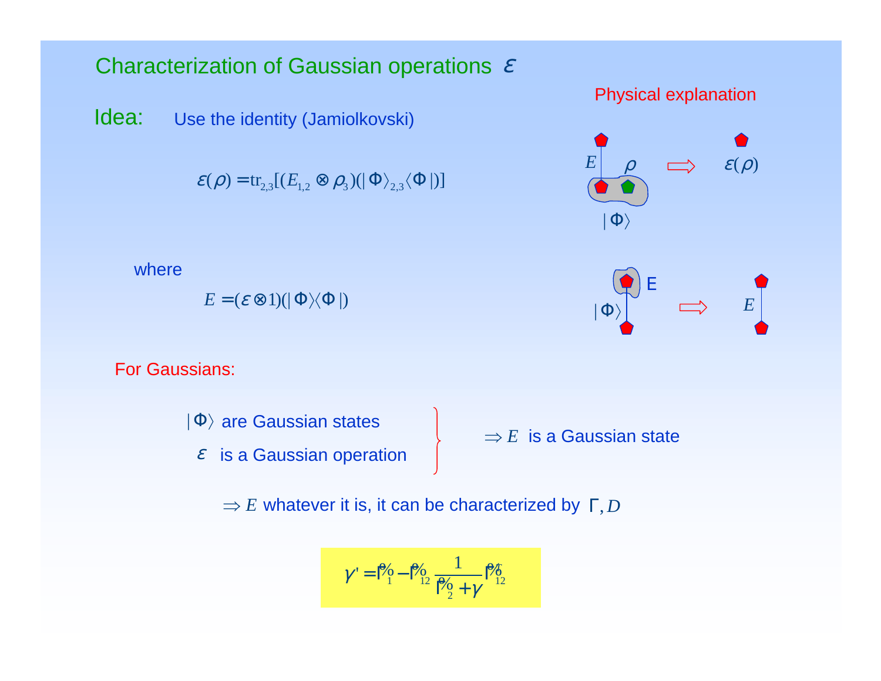## Characterization of Gaussian operations $\varepsilon$

**Idea:** Use the identity (Jamiolkovski)

$$\varepsilon(\rho) = \mathrm{tr}_{2,3}[(E_{1,2} \otimes \rho_3)(|\Phi\rangle_{2,3}\langle\Phi|)]$$

Physical explanation

$E$ $\rho$ $\Rightarrow$ $\varepsilon(\rho)$

$|\Phi\rangle$

where

$$E = (\varepsilon \otimes 1)(|\Phi\rangle\langle\Phi|)$$

E $\Rightarrow$ $E$

$|\Phi\rangle$

For Gaussians:

$|\Phi\rangle$ are Gaussian states
$\varepsilon$ is a Gaussian operation

$\Rightarrow E$ is a Gaussian state

$\Rightarrow E$ whatever it is, it can be characterized by $\Gamma, D$

$$\gamma' = \tilde{\Gamma}_1 - \tilde{\Gamma}_{12} \frac{1}{\tilde{\Gamma}_2 + \gamma} \tilde{\Gamma}_{12}^T$$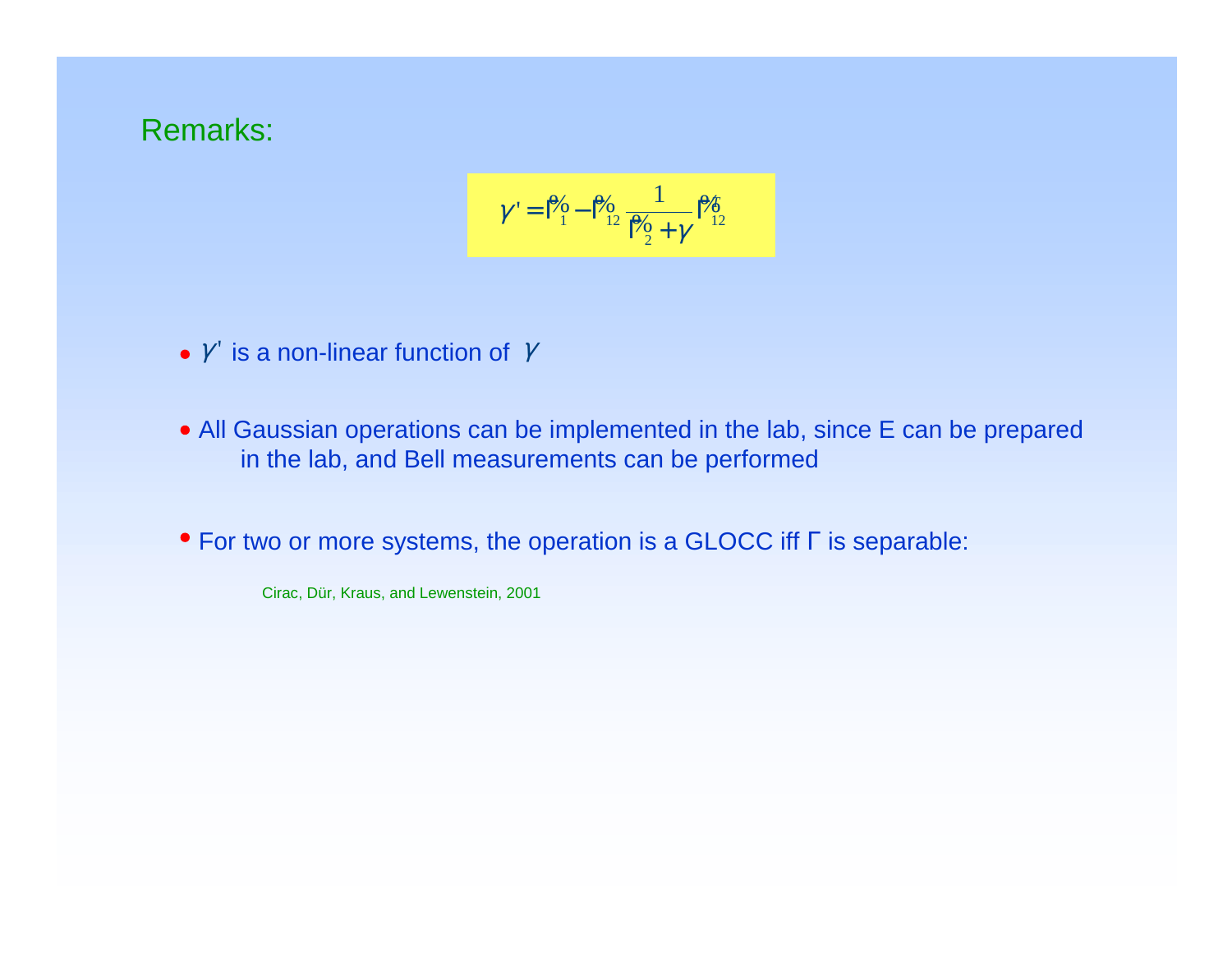## Remarks:

$$\gamma' = \tilde{\Gamma}_1 - \tilde{\Gamma}_{12} \frac{1}{\tilde{\Gamma}_2 + \gamma} \tilde{\Gamma}_{12}^T$$

- $\gamma'$ is a non-linear function of $\gamma$
- All Gaussian operations can be implemented in the lab, since E can be prepared in the lab, and Bell measurements can be performed
- For two or more systems, the operation is a GLOCC iff $\Gamma$ is separable:

Cirac, Dür, Kraus, and Lewenstein, 2001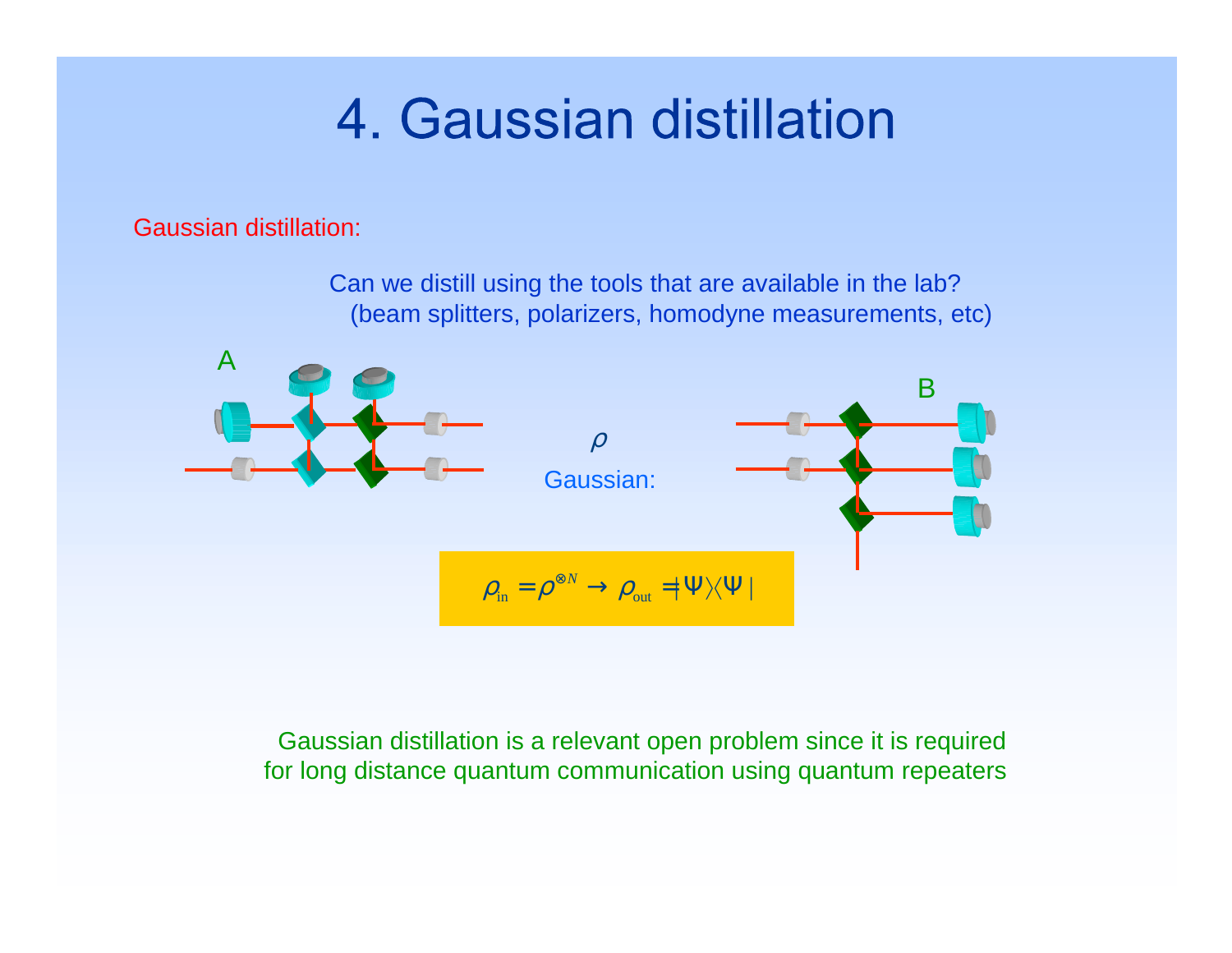# 4. Gaussian distillation

Gaussian distillation:

Can we distill using the tools that are available in the lab?
(beam splitters, polarizers, homodyne measurements, etc)

A

B

$\rho$

Gaussian:

$$\rho_{\text{in}} = \rho^{\otimes N} \rightarrow \rho_{\text{out}} = |\Psi\rangle\langle\Psi|$$

Gaussian distillation is a relevant open problem since it is required for long distance quantum communication using quantum repeaters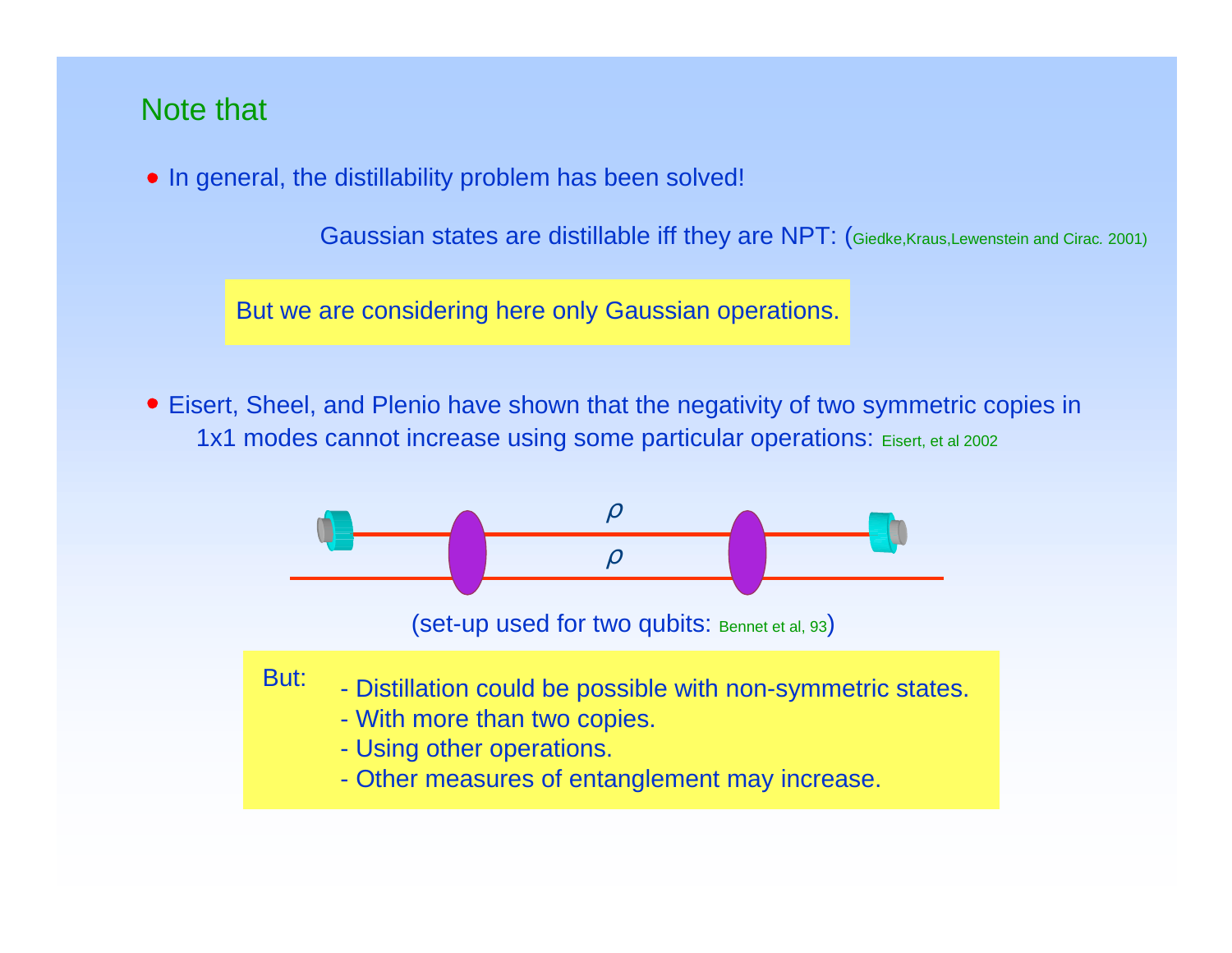## Note that

- In general, the distillability problem has been solved!

  Gaussian states are distillable iff they are NPT: (Giedke,Kraus,Lewenstein and Cirac. 2001)

  But we are considering here only Gaussian operations.

- Eisert, Sheel, and Plenio have shown that the negativity of two symmetric copies in 1x1 modes cannot increase using some particular operations: Eisert, et al 2002

$\rho$

$\rho$

(set-up used for two qubits: Bennet et al, 93)

But:

- Distillation could be possible with non-symmetric states.
- With more than two copies.
- Using other operations.
- Other measures of entanglement may increase.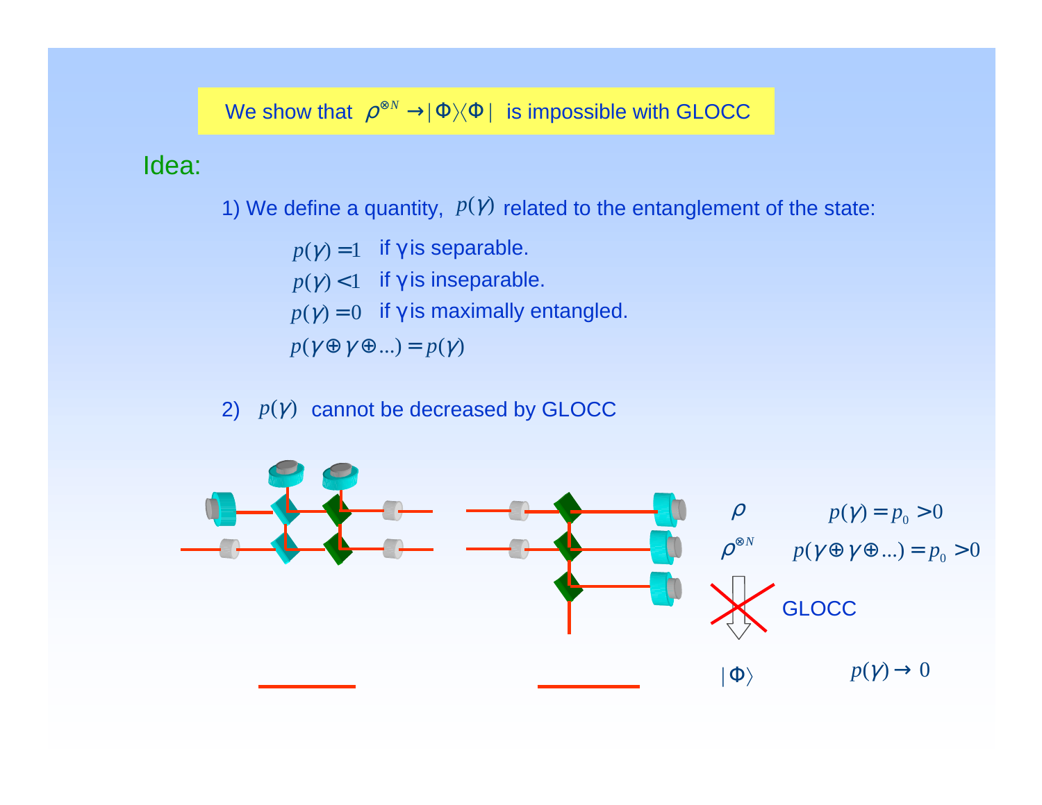We show that $\rho^{\otimes N} \to |\Phi\rangle\langle\Phi|$ is impossible with GLOCC

## Idea:

1) We define a quantity, $p(\gamma)$ related to the entanglement of the state:

$p(\gamma) = 1$ if γ is separable.

$p(\gamma) < 1$ if γ is inseparable.

$p(\gamma) = 0$ if γ is maximally entangled.

$p(\gamma \oplus \gamma \oplus \ldots) = p(\gamma)$

2) $p(\gamma)$ cannot be decreased by GLOCC

$\rho$ $\quad p(\gamma) = p_0 > 0$

$\rho^{\otimes N}$ $\quad p(\gamma \oplus \gamma \oplus \ldots) = p_0 > 0$

GLOCC

$|\Phi\rangle$ $\quad p(\gamma) \to 0$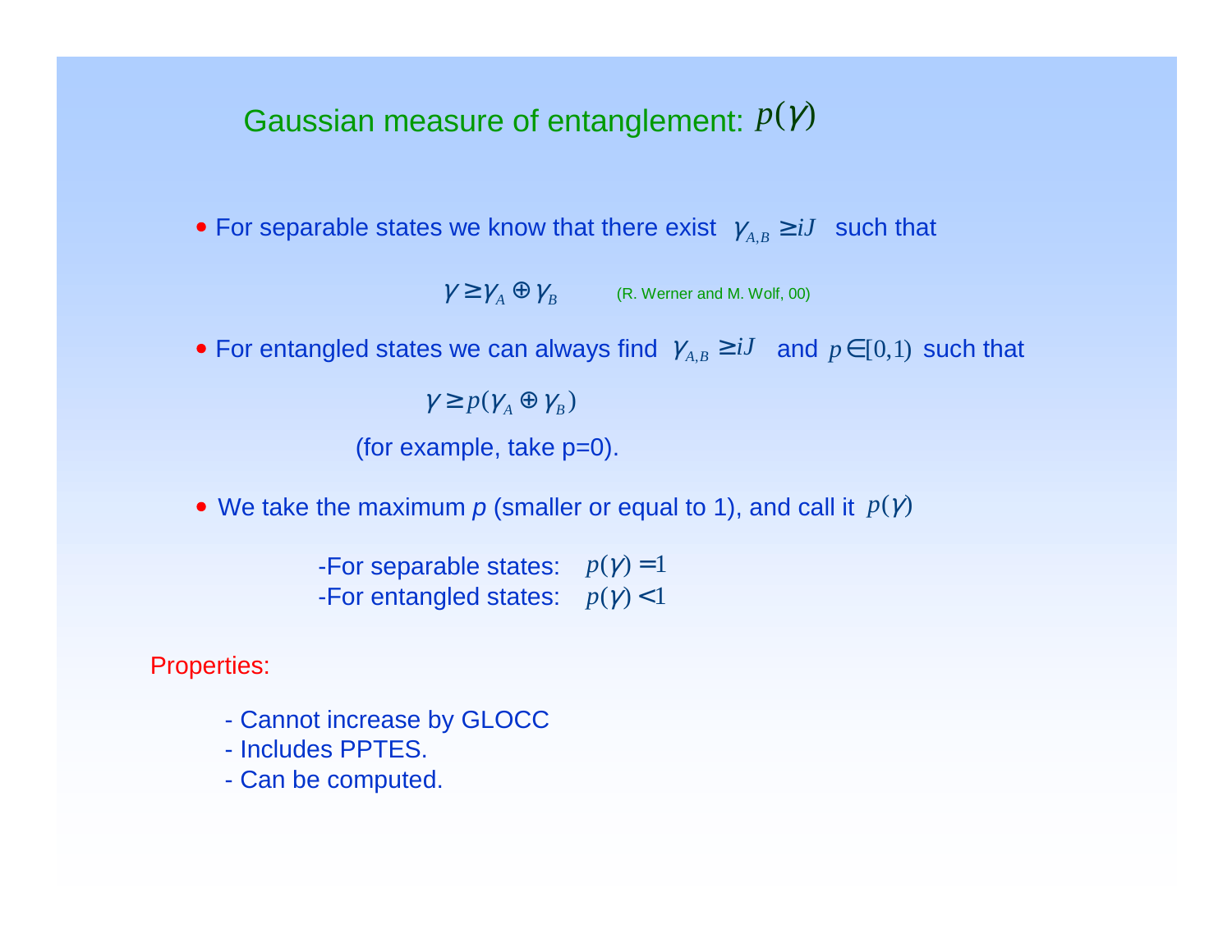## Gaussian measure of entanglement: $p(\gamma)$

- For separable states we know that there exist $\gamma_{A,B} \geq iJ$ such that

$$\gamma \geq \gamma_A \oplus \gamma_B$$

(R. Werner and M. Wolf, 00)

- For entangled states we can always find $\gamma_{A,B} \geq iJ$ and $p \in [0,1)$ such that

$$\gamma \geq p(\gamma_A \oplus \gamma_B)$$

(for example, take p=0).

- We take the maximum *p* (smaller or equal to 1), and call it $p(\gamma)$

-For separable states: $p(\gamma) = 1$
-For entangled states: $p(\gamma) < 1$

Properties:

- Cannot increase by GLOCC
- Includes PPTES.
- Can be computed.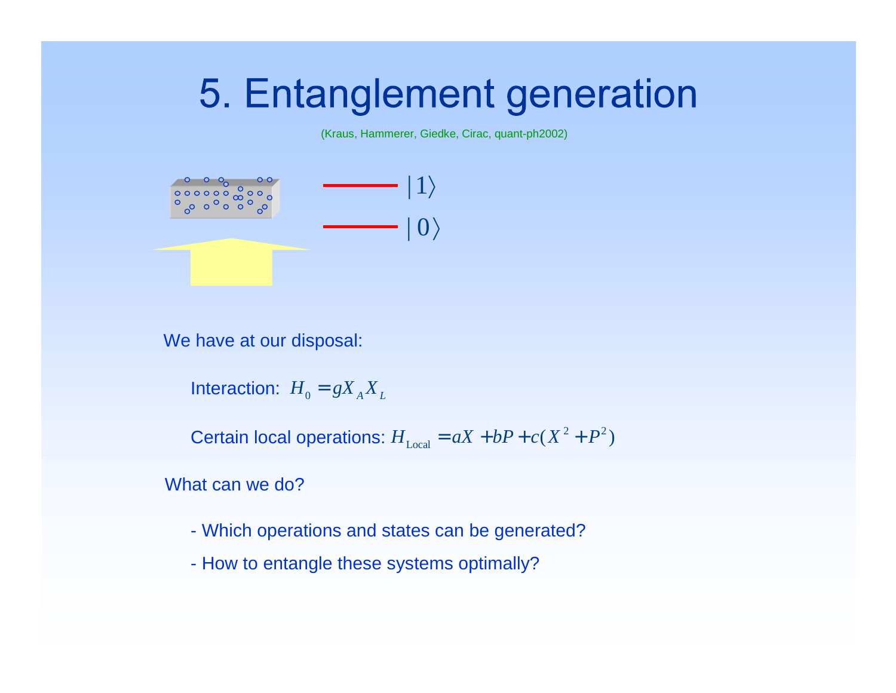# 5. Entanglement generation

(Kraus, Hammerer, Giedke, Cirac, quant-ph2002)

$|1\rangle$

$|0\rangle$

We have at our disposal:

Interaction: $H_0 = gX_A X_L$

Certain local operations: $H_{\text{Local}} = aX + bP + c(X^2 + P^2)$

What can we do?

- Which operations and states can be generated?
- How to entangle these systems optimally?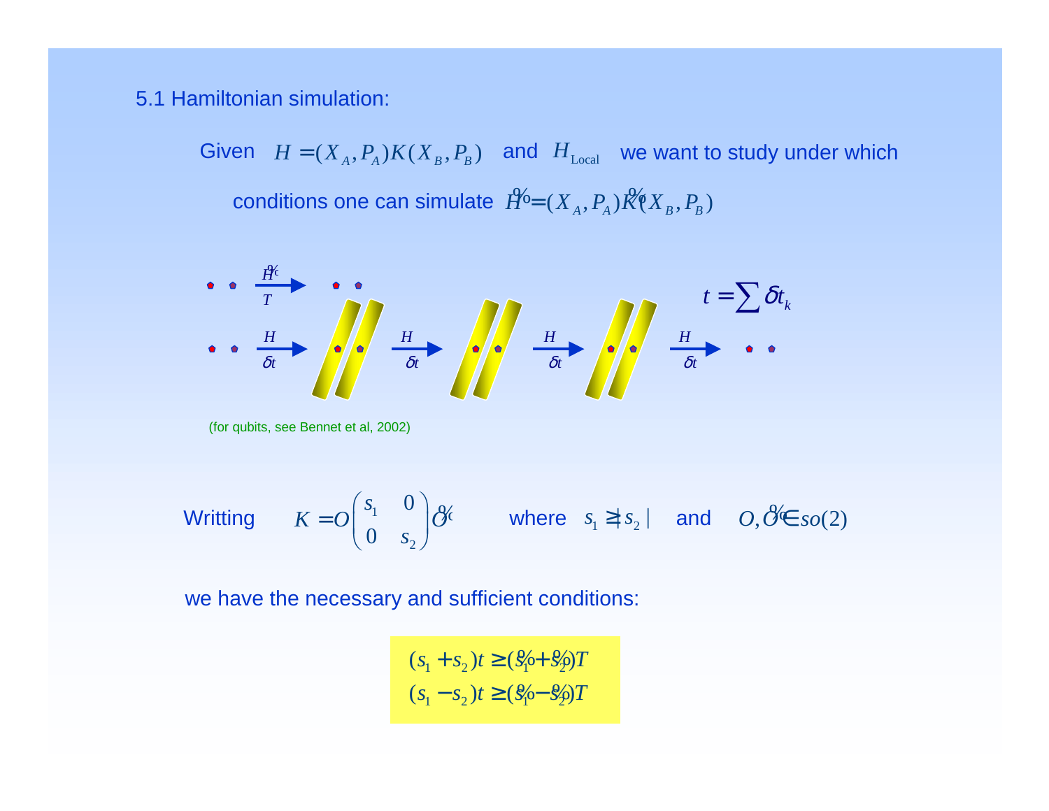### 5.1 Hamiltonian simulation:

Given $H = (X_A, P_A) K (X_B, P_B)$ and $H_{\text{Local}}$ we want to study under which conditions one can simulate $\tilde{H} = (X_A, P_A) \tilde{K} (X_B, P_B)$

$\tilde{H}$, $T$

$H$, $\delta t$ — $H$, $\delta t$ — $H$, $\delta t$ — $H$, $\delta t$

$$t = \sum \delta t_k$$

(for qubits, see Bennet et al, 2002)

Writting $K = O \begin{pmatrix} s_1 & 0 \\ 0 & s_2 \end{pmatrix} \tilde{O}$ where $s_1 \geq |s_2|$ and $O, \tilde{O} \in so(2)$

we have the necessary and sufficient conditions:

$$(s_1 + s_2) t \geq (\tilde{s}_1 + \tilde{s}_2) T$$
$$(s_1 - s_2) t \geq (\tilde{s}_1 - \tilde{s}_2) T$$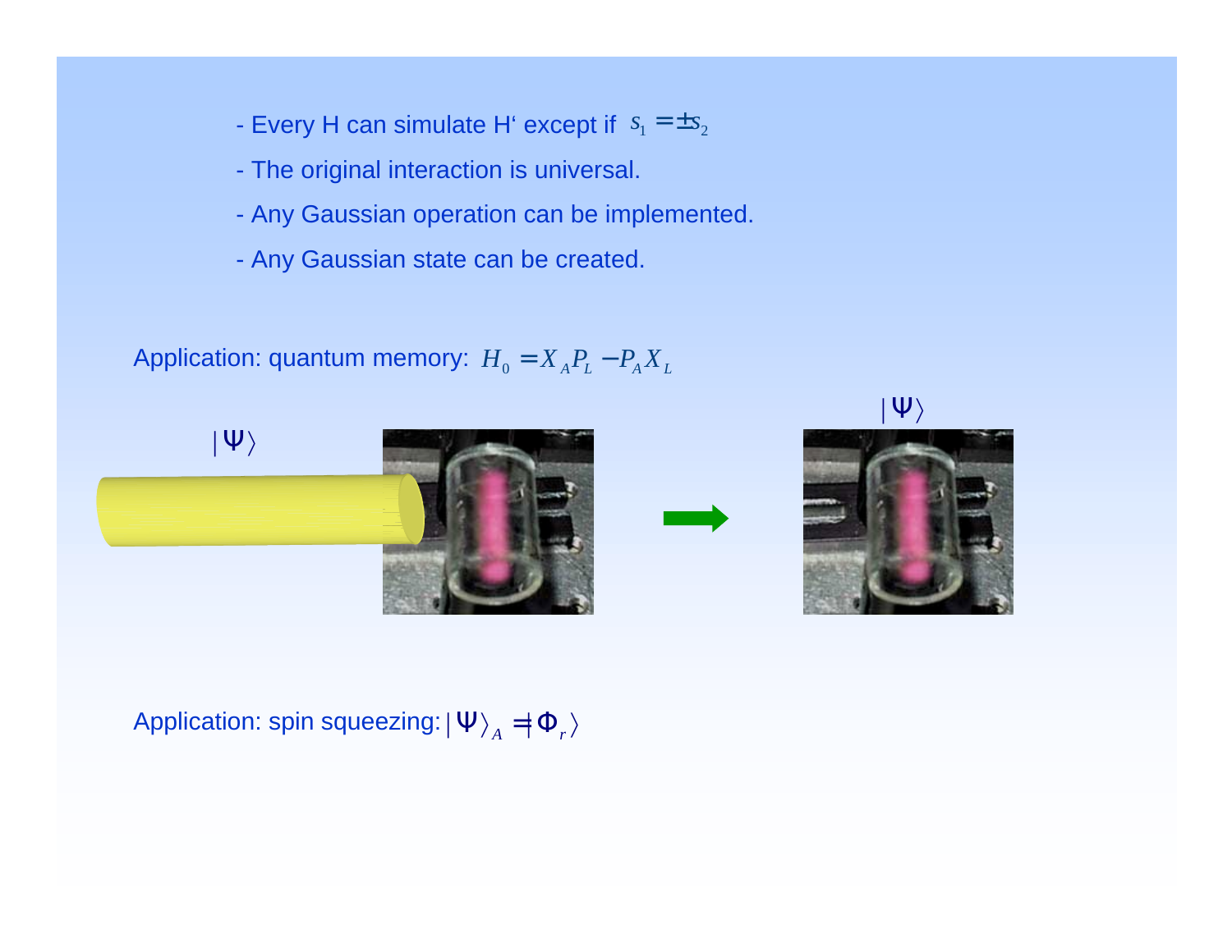- Every H can simulate H‘ except if $s_1 = \pm s_2$
- The original interaction is universal.
- Any Gaussian operation can be implemented.
- Any Gaussian state can be created.

Application: quantum memory: $H_0 = X_A P_L - P_A X_L$

$|\Psi\rangle$

$|\Psi\rangle$

Application: spin squeezing: $|\Psi\rangle_A = |\Phi_r\rangle$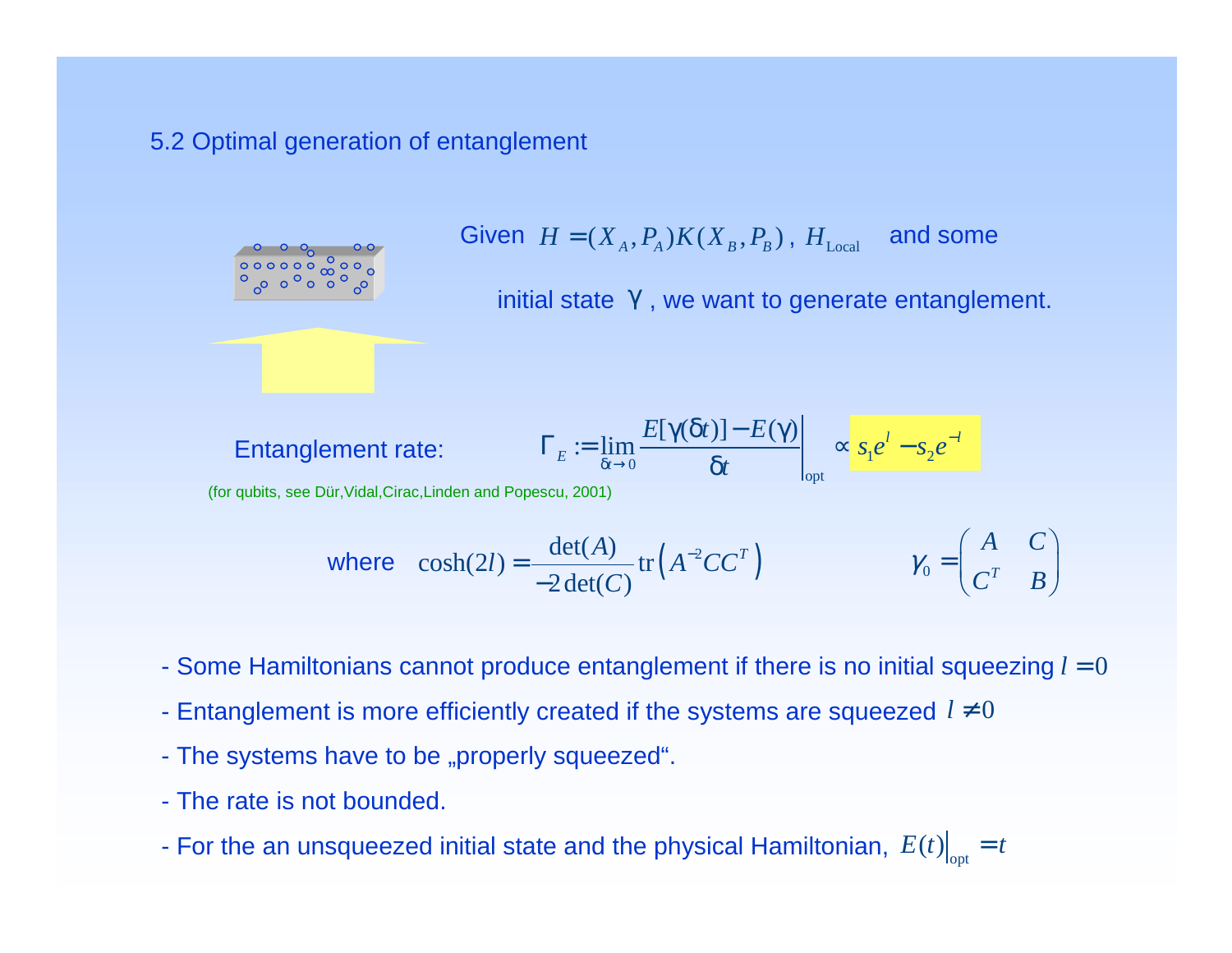## 5.2 Optimal generation of entanglement

Given $H = (X_A, P_A) K (X_B, P_B)$, $H_{\text{Local}}$ and some initial state $\gamma$, we want to generate entanglement.

Entanglement rate:

$$\Gamma_E := \lim_{\delta t \to 0} \frac{E[\gamma(\delta t)] - E(\gamma)}{\delta t}\bigg|_{\text{opt}} \propto s_1 e^{l} - s_2 e^{-l}$$

(for qubits, see Dür, Vidal, Cirac, Linden and Popescu, 2001)

where $\cosh(2l) = \dfrac{\det(A)}{-2\det(C)} \operatorname{tr}\left(A^{-2} C C^T\right)$ $\qquad \gamma_0 = \begin{pmatrix} A & C \\ C^T & B \end{pmatrix}$

- Some Hamiltonians cannot produce entanglement if there is no initial squeezing $l = 0$
- Entanglement is more efficiently created if the systems are squeezed $l \neq 0$
- The systems have to be „properly squeezed".
- The rate is not bounded.
- For the an unsqueezed initial state and the physical Hamiltonian, $E(t)\big|_{\text{opt}} = t$